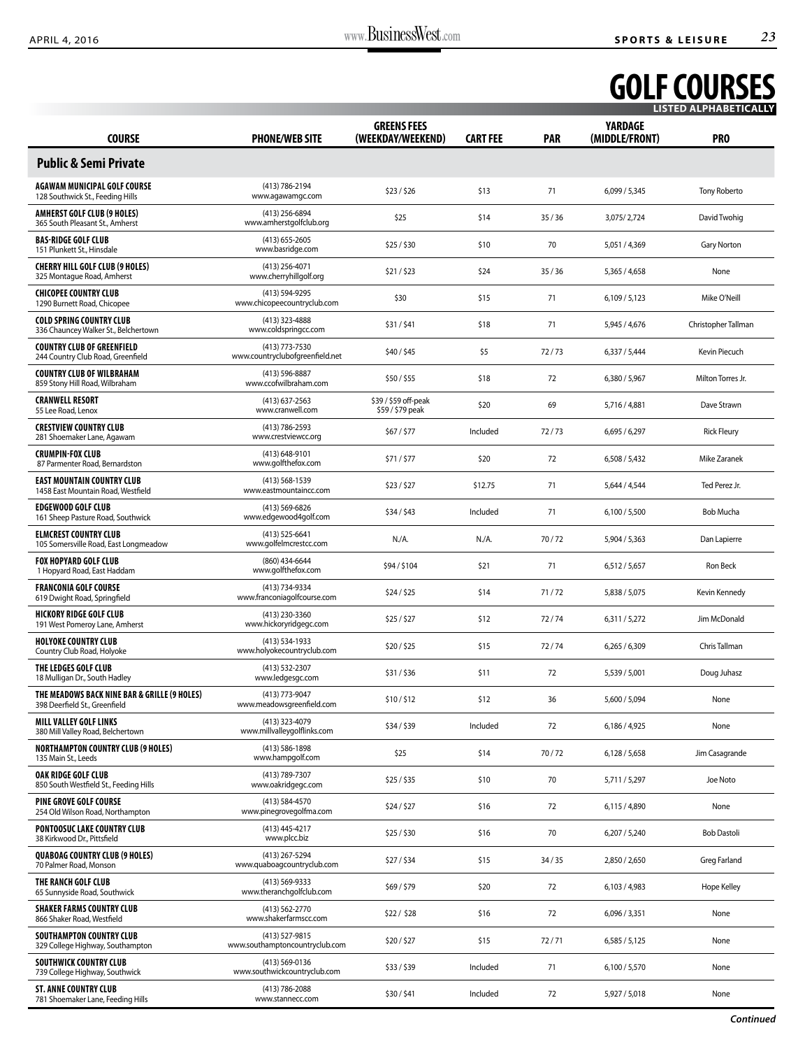# GOLF COURSES

**LISTED ALPHABETICALLY**

| COURSE | PHONE/WEB SITE | GREENS FEES (WEEKDAY/WEEKEND) | CART FEE | PAR | YARDAGE (MIDDLE/FRONT) | PRO |
|---|---|---|---|---|---|---|
| **Public & Semi Private** | | | | | | |
| **AGAWAM MUNICIPAL GOLF COURSE** 128 Southwick St., Feeding Hills | (413) 786-2194 www.agawamgc.com | $23 / $26 | $13 | 71 | 6,099 / 5,345 | Tony Roberto |
| **AMHERST GOLF CLUB (9 HOLES)** 365 South Pleasant St., Amherst | (413) 256-6894 www.amherstgolfclub.org | $25 | $14 | 35 / 36 | 3,075/ 2,724 | David Twohig |
| **BAS-RIDGE GOLF CLUB** 151 Plunkett St., Hinsdale | (413) 655-2605 www.basridge.com | $25 / $30 | $10 | 70 | 5,051 / 4,369 | Gary Norton |
| **CHERRY HILL GOLF CLUB (9 HOLES)** 325 Montague Road, Amherst | (413) 256-4071 www.cherryhillgolf.org | $21 / $23 | $24 | 35 / 36 | 5,365 / 4,658 | None |
| **CHICOPEE COUNTRY CLUB** 1290 Burnett Road, Chicopee | (413) 594-9295 www.chicopeecountryclub.com | $30 | $15 | 71 | 6,109 / 5,123 | Mike O'Neill |
| **COLD SPRING COUNTRY CLUB** 336 Chauncey Walker St., Belchertown | (413) 323-4888 www.coldspringcc.com | $31 / $41 | $18 | 71 | 5,945 / 4,676 | Christopher Tallman |
| **COUNTRY CLUB OF GREENFIELD** 244 Country Club Road, Greenfield | (413) 773-7530 www.countryclubofgreenfield.net | $40 / $45 | $5 | 72 / 73 | 6,337 / 5,444 | Kevin Piecuch |
| **COUNTRY CLUB OF WILBRAHAM** 859 Stony Hill Road, Wilbraham | (413) 596-8887 www.ccofwilbraham.com | $50 / $55 | $18 | 72 | 6,380 / 5,967 | Milton Torres Jr. |
| **CRANWELL RESORT** 55 Lee Road, Lenox | (413) 637-2563 www.cranwell.com | $39 / $59 off-peak $59 / $79 peak | $20 | 69 | 5,716 / 4,881 | Dave Strawn |
| **CRESTVIEW COUNTRY CLUB** 281 Shoemaker Lane, Agawam | (413) 786-2593 www.crestviewcc.org | $67 / $77 | Included | 72 / 73 | 6,695 / 6,297 | Rick Fleury |
| **CRUMPIN-FOX CLUB** 87 Parmenter Road, Bernardston | (413) 648-9101 www.golfthefox.com | $71 / $77 | $20 | 72 | 6,508 / 5,432 | Mike Zaranek |
| **EAST MOUNTAIN COUNTRY CLUB** 1458 East Mountain Road, Westfield | (413) 568-1539 www.eastmountaincc.com | $23 / $27 | $12.75 | 71 | 5,644 / 4,544 | Ted Perez Jr. |
| **EDGEWOOD GOLF CLUB** 161 Sheep Pasture Road, Southwick | (413) 569-6826 www.edgewood4golf.com | $34 / $43 | Included | 71 | 6,100 / 5,500 | Bob Mucha |
| **ELMCREST COUNTRY CLUB** 105 Somersville Road, East Longmeadow | (413) 525-6641 www.golfelmcrestcc.com | N./A. | N./A. | 70 / 72 | 5,904 / 5,363 | Dan Lapierre |
| **FOX HOPYARD GOLF CLUB** 1 Hopyard Road, East Haddam | (860) 434-6644 www.golfthefox.com | $94 / $104 | $21 | 71 | 6,512 / 5,657 | Ron Beck |
| **FRANCONIA GOLF COURSE** 619 Dwight Road, Springfield | (413) 734-9334 www.franconiagolfcourse.com | $24 / $25 | $14 | 71 / 72 | 5,838 / 5,075 | Kevin Kennedy |
| **HICKORY RIDGE GOLF CLUB** 191 West Pomeroy Lane, Amherst | (413) 230-3360 www.hickoryridgegc.com | $25 / $27 | $12 | 72 / 74 | 6,311 / 5,272 | Jim McDonald |
| **HOLYOKE COUNTRY CLUB** Country Club Road, Holyoke | (413) 534-1933 www.holyokecountryclub.com | $20 / $25 | $15 | 72 / 74 | 6,265 / 6,309 | Chris Tallman |
| **THE LEDGES GOLF CLUB** 18 Mulligan Dr., South Hadley | (413) 532-2307 www.ledgesgc.com | $31 / $36 | $11 | 72 | 5,539 / 5,001 | Doug Juhasz |
| **THE MEADOWS BACK NINE BAR & GRILLE (9 HOLES)** 398 Deerfield St., Greenfield | (413) 773-9047 www.meadowsgreenfield.com | $10 / $12 | $12 | 36 | 5,600 / 5,094 | None |
| **MILL VALLEY GOLF LINKS** 380 Mill Valley Road, Belchertown | (413) 323-4079 www.millvalleygolflinks.com | $34 / $39 | Included | 72 | 6,186 / 4,925 | None |
| **NORTHAMPTON COUNTRY CLUB (9 HOLES)** 135 Main St., Leeds | (413) 586-1898 www.hampgolf.com | $25 | $14 | 70 / 72 | 6,128 / 5,658 | Jim Casagrande |
| **OAK RIDGE GOLF CLUB** 850 South Westfield St., Feeding Hills | (413) 789-7307 www.oakridgegc.com | $25 / $35 | $10 | 70 | 5,711 / 5,297 | Joe Noto |
| **PINE GROVE GOLF COURSE** 254 Old Wilson Road, Northampton | (413) 584-4570 www.pinegrovegolfma.com | $24 / $27 | $16 | 72 | 6,115 / 4,890 | None |
| **PONTOOSUC LAKE COUNTRY CLUB** 38 Kirkwood Dr., Pittsfield | (413) 445-4217 www.plcc.biz | $25 / $30 | $16 | 70 | 6,207 / 5,240 | Bob Dastoli |
| **QUABOAG COUNTRY CLUB (9 HOLES)** 70 Palmer Road, Monson | (413) 267-5294 www.quaboagcountryclub.com | $27 / $34 | $15 | 34 / 35 | 2,850 / 2,650 | Greg Farland |
| **THE RANCH GOLF CLUB** 65 Sunnyside Road, Southwick | (413) 569-9333 www.theranchgolfclub.com | $69 / $79 | $20 | 72 | 6,103 / 4,983 | Hope Kelley |
| **SHAKER FARMS COUNTRY CLUB** 866 Shaker Road, Westfield | (413) 562-2770 www.shakerfarmscc.com | $22 / $28 | $16 | 72 | 6,096 / 3,351 | None |
| **SOUTHAMPTON COUNTRY CLUB** 329 College Highway, Southampton | (413) 527-9815 www.southamptoncountryclub.com | $20 / $27 | $15 | 72 / 71 | 6,585 / 5,125 | None |
| **SOUTHWICK COUNTRY CLUB** 739 College Highway, Southwick | (413) 569-0136 www.southwickcountryclub.com | $33 / $39 | Included | 71 | 6,100 / 5,570 | None |
| **ST. ANNE COUNTRY CLUB** 781 Shoemaker Lane, Feeding Hills | (413) 786-2088 www.stannecc.com | $30 / $41 | Included | 72 | 5,927 / 5,018 | None |

*Continued*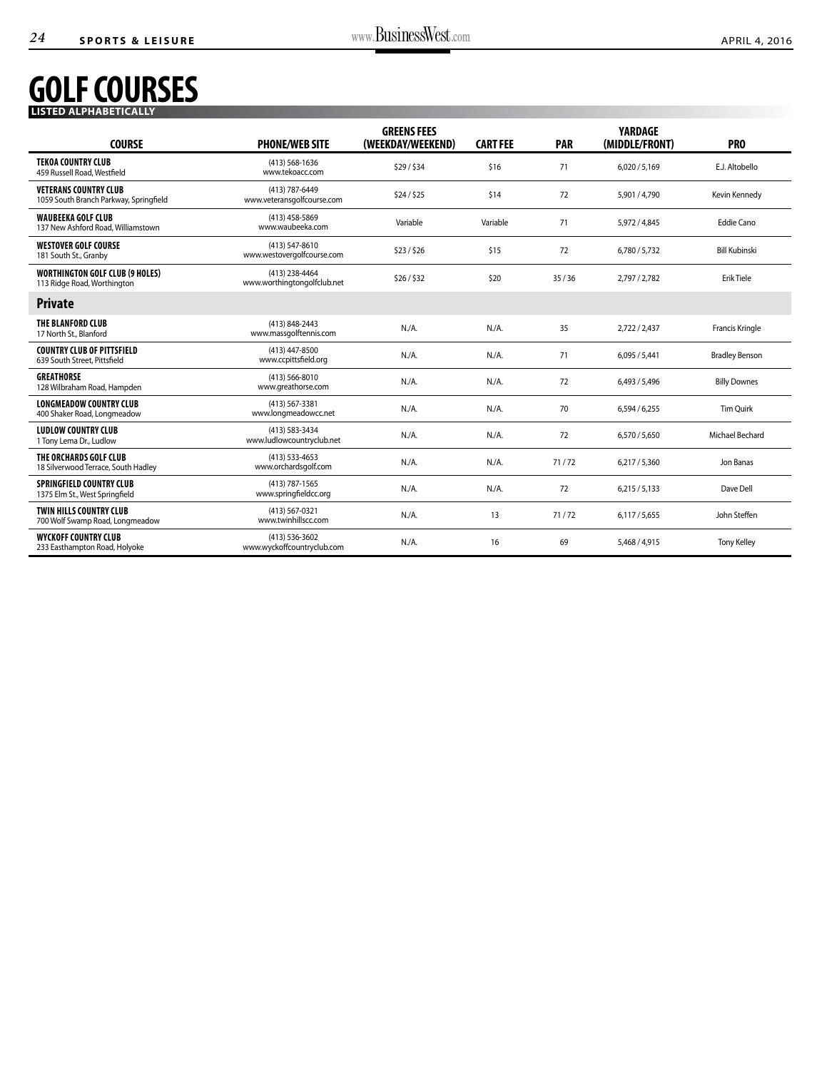# GOLF COURSES

**LISTED ALPHABETICALLY**

| COURSE | PHONE/WEB SITE | GREENS FEES (WEEKDAY/WEEKEND) | CART FEE | PAR | YARDAGE (MIDDLE/FRONT) | PRO |
|---|---|---|---|---|---|---|
| **TEKOA COUNTRY CLUB** 459 Russell Road, Westfield | (413) 568-1636 www.tekoacc.com | $29 / $34 | $16 | 71 | 6,020 / 5,169 | E.J. Altobello |
| **VETERANS COUNTRY CLUB** 1059 South Branch Parkway, Springfield | (413) 787-6449 www.veteransgolfcourse.com | $24 / $25 | $14 | 72 | 5,901 / 4,790 | Kevin Kennedy |
| **WAUBEEKA GOLF CLUB** 137 New Ashford Road, Williamstown | (413) 458-5869 www.waubeeka.com | Variable | Variable | 71 | 5,972 / 4,845 | Eddie Cano |
| **WESTOVER GOLF COURSE** 181 South St., Granby | (413) 547-8610 www.westovergolfcourse.com | $23 / $26 | $15 | 72 | 6,780 / 5,732 | Bill Kubinski |
| **WORTHINGTON GOLF CLUB (9 HOLES)** 113 Ridge Road, Worthington | (413) 238-4464 www.worthingtongolfclub.net | $26 / $32 | $20 | 35 / 36 | 2,797 / 2,782 | Erik Tiele |
| **Private** | | | | | | |
| **THE BLANFORD CLUB** 17 North St., Blanford | (413) 848-2443 www.massgolftennis.com | N./A. | N./A. | 35 | 2,722 / 2,437 | Francis Kringle |
| **COUNTRY CLUB OF PITTSFIELD** 639 South Street, Pittsfield | (413) 447-8500 www.ccpittsfield.org | N./A. | N./A. | 71 | 6,095 / 5,441 | Bradley Benson |
| **GREATHORSE** 128 Wilbraham Road, Hampden | (413) 566-8010 www.greathorse.com | N./A. | N./A. | 72 | 6,493 / 5,496 | Billy Downes |
| **LONGMEADOW COUNTRY CLUB** 400 Shaker Road, Longmeadow | (413) 567-3381 www.longmeadowcc.net | N./A. | N./A. | 70 | 6,594 / 6,255 | Tim Quirk |
| **LUDLOW COUNTRY CLUB** 1 Tony Lema Dr., Ludlow | (413) 583-3434 www.ludlowcountryclub.net | N./A. | N./A. | 72 | 6,570 / 5,650 | Michael Bechard |
| **THE ORCHARDS GOLF CLUB** 18 Silverwood Terrace, South Hadley | (413) 533-4653 www.orchardsgolf.com | N./A. | N./A. | 71 / 72 | 6,217 / 5,360 | Jon Banas |
| **SPRINGFIELD COUNTRY CLUB** 1375 Elm St., West Springfield | (413) 787-1565 www.springfieldcc.org | N./A. | N./A. | 72 | 6,215 / 5,133 | Dave Dell |
| **TWIN HILLS COUNTRY CLUB** 700 Wolf Swamp Road, Longmeadow | (413) 567-0321 www.twinhillscc.com | N./A. | 13 | 71 / 72 | 6,117 / 5,655 | John Steffen |
| **WYCKOFF COUNTRY CLUB** 233 Easthampton Road, Holyoke | (413) 536-3602 www.wyckoffcountryclub.com | N./A. | 16 | 69 | 5,468 / 4,915 | Tony Kelley |